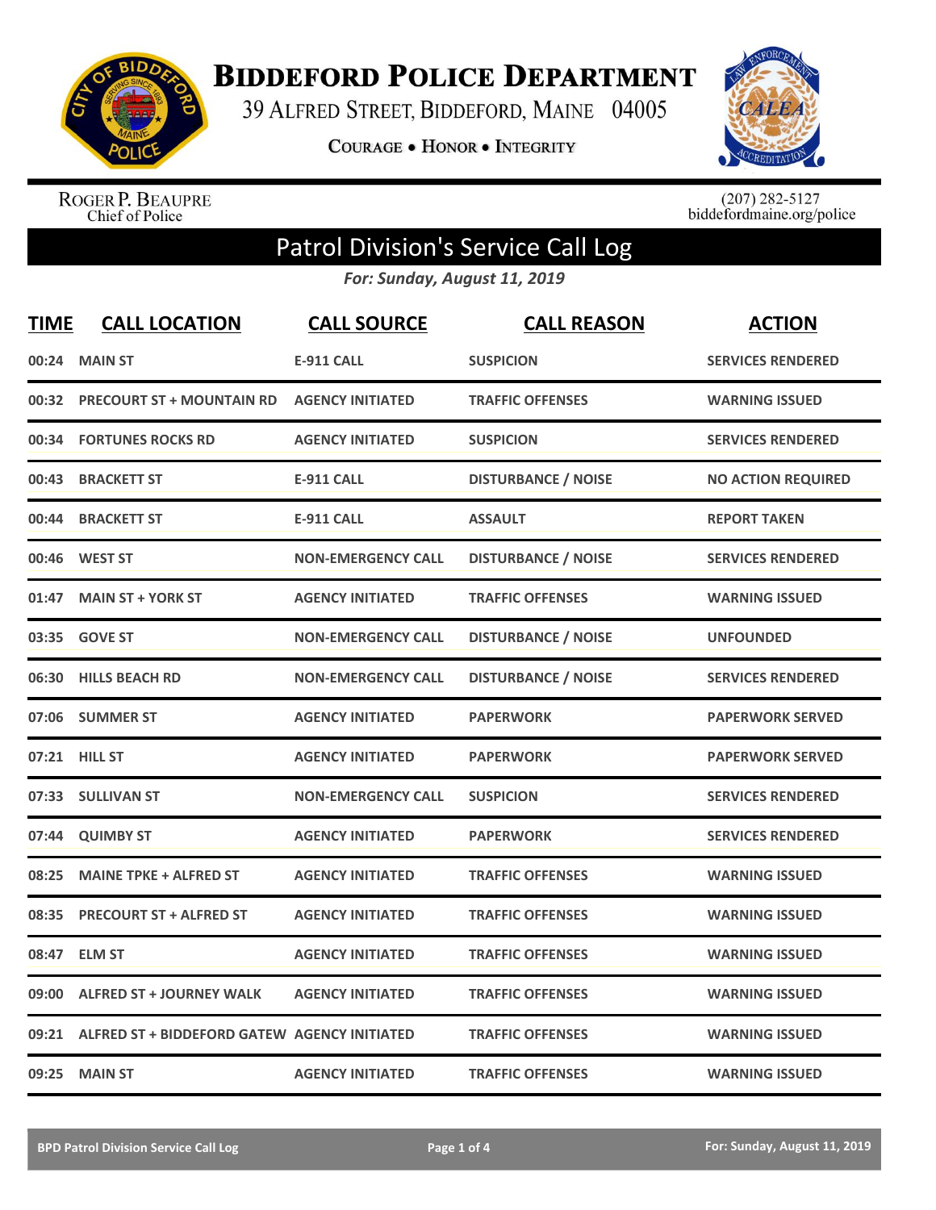# Biddeford Police Department

39 Alfred Street, Biddeford, Maine 04005

Courage • Honor • Integrity

Roger P. Beaupre
Chief of Police

(207) 282-5127
biddefordmaine.org/police

## Patrol Division's Service Call Log

***For: Sunday, August 11, 2019***

| TIME | CALL LOCATION | CALL SOURCE | CALL REASON | ACTION |
|---|---|---|---|---|
| 00:24 | MAIN ST | E-911 CALL | SUSPICION | SERVICES RENDERED |
| 00:32 | PRECOURT ST + MOUNTAIN RD | AGENCY INITIATED | TRAFFIC OFFENSES | WARNING ISSUED |
| 00:34 | FORTUNES ROCKS RD | AGENCY INITIATED | SUSPICION | SERVICES RENDERED |
| 00:43 | BRACKETT ST | E-911 CALL | DISTURBANCE / NOISE | NO ACTION REQUIRED |
| 00:44 | BRACKETT ST | E-911 CALL | ASSAULT | REPORT TAKEN |
| 00:46 | WEST ST | NON-EMERGENCY CALL | DISTURBANCE / NOISE | SERVICES RENDERED |
| 01:47 | MAIN ST + YORK ST | AGENCY INITIATED | TRAFFIC OFFENSES | WARNING ISSUED |
| 03:35 | GOVE ST | NON-EMERGENCY CALL | DISTURBANCE / NOISE | UNFOUNDED |
| 06:30 | HILLS BEACH RD | NON-EMERGENCY CALL | DISTURBANCE / NOISE | SERVICES RENDERED |
| 07:06 | SUMMER ST | AGENCY INITIATED | PAPERWORK | PAPERWORK SERVED |
| 07:21 | HILL ST | AGENCY INITIATED | PAPERWORK | PAPERWORK SERVED |
| 07:33 | SULLIVAN ST | NON-EMERGENCY CALL | SUSPICION | SERVICES RENDERED |
| 07:44 | QUIMBY ST | AGENCY INITIATED | PAPERWORK | SERVICES RENDERED |
| 08:25 | MAINE TPKE + ALFRED ST | AGENCY INITIATED | TRAFFIC OFFENSES | WARNING ISSUED |
| 08:35 | PRECOURT ST + ALFRED ST | AGENCY INITIATED | TRAFFIC OFFENSES | WARNING ISSUED |
| 08:47 | ELM ST | AGENCY INITIATED | TRAFFIC OFFENSES | WARNING ISSUED |
| 09:00 | ALFRED ST + JOURNEY WALK | AGENCY INITIATED | TRAFFIC OFFENSES | WARNING ISSUED |
| 09:21 | ALFRED ST + BIDDEFORD GATEW | AGENCY INITIATED | TRAFFIC OFFENSES | WARNING ISSUED |
| 09:25 | MAIN ST | AGENCY INITIATED | TRAFFIC OFFENSES | WARNING ISSUED |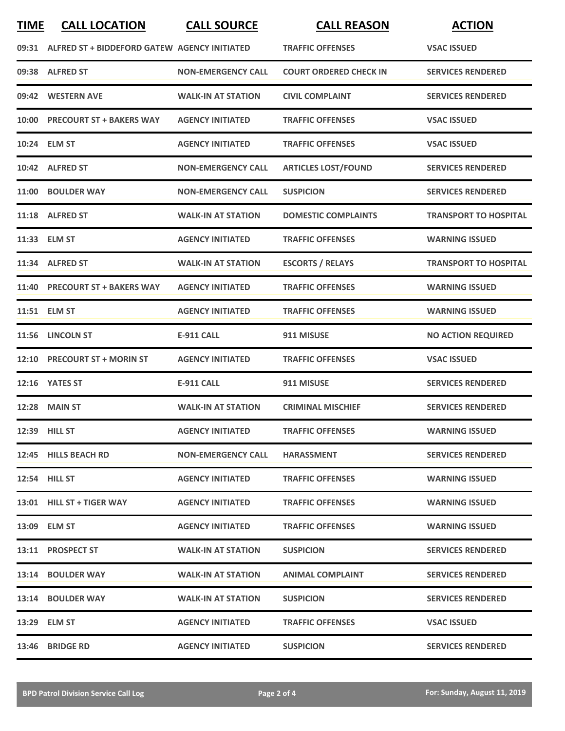| TIME | CALL LOCATION | CALL SOURCE | CALL REASON | ACTION |
|---|---|---|---|---|
| 09:31 | ALFRED ST + BIDDEFORD GATEW | AGENCY INITIATED | TRAFFIC OFFENSES | VSAC ISSUED |
| 09:38 | ALFRED ST | NON-EMERGENCY CALL | COURT ORDERED CHECK IN | SERVICES RENDERED |
| 09:42 | WESTERN AVE | WALK-IN AT STATION | CIVIL COMPLAINT | SERVICES RENDERED |
| 10:00 | PRECOURT ST + BAKERS WAY | AGENCY INITIATED | TRAFFIC OFFENSES | VSAC ISSUED |
| 10:24 | ELM ST | AGENCY INITIATED | TRAFFIC OFFENSES | VSAC ISSUED |
| 10:42 | ALFRED ST | NON-EMERGENCY CALL | ARTICLES LOST/FOUND | SERVICES RENDERED |
| 11:00 | BOULDER WAY | NON-EMERGENCY CALL | SUSPICION | SERVICES RENDERED |
| 11:18 | ALFRED ST | WALK-IN AT STATION | DOMESTIC COMPLAINTS | TRANSPORT TO HOSPITAL |
| 11:33 | ELM ST | AGENCY INITIATED | TRAFFIC OFFENSES | WARNING ISSUED |
| 11:34 | ALFRED ST | WALK-IN AT STATION | ESCORTS / RELAYS | TRANSPORT TO HOSPITAL |
| 11:40 | PRECOURT ST + BAKERS WAY | AGENCY INITIATED | TRAFFIC OFFENSES | WARNING ISSUED |
| 11:51 | ELM ST | AGENCY INITIATED | TRAFFIC OFFENSES | WARNING ISSUED |
| 11:56 | LINCOLN ST | E-911 CALL | 911 MISUSE | NO ACTION REQUIRED |
| 12:10 | PRECOURT ST + MORIN ST | AGENCY INITIATED | TRAFFIC OFFENSES | VSAC ISSUED |
| 12:16 | YATES ST | E-911 CALL | 911 MISUSE | SERVICES RENDERED |
| 12:28 | MAIN ST | WALK-IN AT STATION | CRIMINAL MISCHIEF | SERVICES RENDERED |
| 12:39 | HILL ST | AGENCY INITIATED | TRAFFIC OFFENSES | WARNING ISSUED |
| 12:45 | HILLS BEACH RD | NON-EMERGENCY CALL | HARASSMENT | SERVICES RENDERED |
| 12:54 | HILL ST | AGENCY INITIATED | TRAFFIC OFFENSES | WARNING ISSUED |
| 13:01 | HILL ST + TIGER WAY | AGENCY INITIATED | TRAFFIC OFFENSES | WARNING ISSUED |
| 13:09 | ELM ST | AGENCY INITIATED | TRAFFIC OFFENSES | WARNING ISSUED |
| 13:11 | PROSPECT ST | WALK-IN AT STATION | SUSPICION | SERVICES RENDERED |
| 13:14 | BOULDER WAY | WALK-IN AT STATION | ANIMAL COMPLAINT | SERVICES RENDERED |
| 13:14 | BOULDER WAY | WALK-IN AT STATION | SUSPICION | SERVICES RENDERED |
| 13:29 | ELM ST | AGENCY INITIATED | TRAFFIC OFFENSES | VSAC ISSUED |
| 13:46 | BRIDGE RD | AGENCY INITIATED | SUSPICION | SERVICES RENDERED |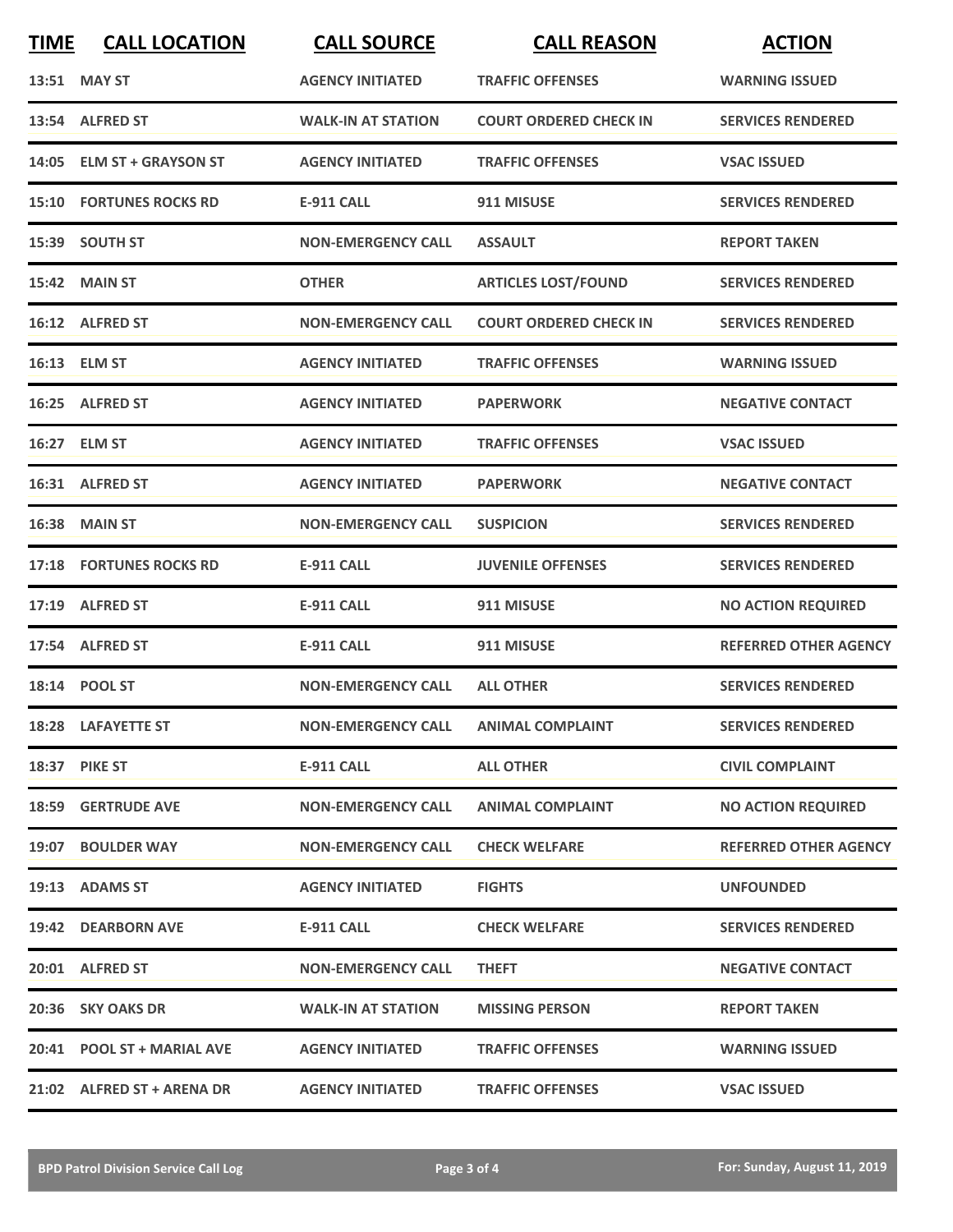| TIME | CALL LOCATION | CALL SOURCE | CALL REASON | ACTION |
|---|---|---|---|---|
| 13:51 | MAY ST | AGENCY INITIATED | TRAFFIC OFFENSES | WARNING ISSUED |
| 13:54 | ALFRED ST | WALK-IN AT STATION | COURT ORDERED CHECK IN | SERVICES RENDERED |
| 14:05 | ELM ST + GRAYSON ST | AGENCY INITIATED | TRAFFIC OFFENSES | VSAC ISSUED |
| 15:10 | FORTUNES ROCKS RD | E-911 CALL | 911 MISUSE | SERVICES RENDERED |
| 15:39 | SOUTH ST | NON-EMERGENCY CALL | ASSAULT | REPORT TAKEN |
| 15:42 | MAIN ST | OTHER | ARTICLES LOST/FOUND | SERVICES RENDERED |
| 16:12 | ALFRED ST | NON-EMERGENCY CALL | COURT ORDERED CHECK IN | SERVICES RENDERED |
| 16:13 | ELM ST | AGENCY INITIATED | TRAFFIC OFFENSES | WARNING ISSUED |
| 16:25 | ALFRED ST | AGENCY INITIATED | PAPERWORK | NEGATIVE CONTACT |
| 16:27 | ELM ST | AGENCY INITIATED | TRAFFIC OFFENSES | VSAC ISSUED |
| 16:31 | ALFRED ST | AGENCY INITIATED | PAPERWORK | NEGATIVE CONTACT |
| 16:38 | MAIN ST | NON-EMERGENCY CALL | SUSPICION | SERVICES RENDERED |
| 17:18 | FORTUNES ROCKS RD | E-911 CALL | JUVENILE OFFENSES | SERVICES RENDERED |
| 17:19 | ALFRED ST | E-911 CALL | 911 MISUSE | NO ACTION REQUIRED |
| 17:54 | ALFRED ST | E-911 CALL | 911 MISUSE | REFERRED OTHER AGENCY |
| 18:14 | POOL ST | NON-EMERGENCY CALL | ALL OTHER | SERVICES RENDERED |
| 18:28 | LAFAYETTE ST | NON-EMERGENCY CALL | ANIMAL COMPLAINT | SERVICES RENDERED |
| 18:37 | PIKE ST | E-911 CALL | ALL OTHER | CIVIL COMPLAINT |
| 18:59 | GERTRUDE AVE | NON-EMERGENCY CALL | ANIMAL COMPLAINT | NO ACTION REQUIRED |
| 19:07 | BOULDER WAY | NON-EMERGENCY CALL | CHECK WELFARE | REFERRED OTHER AGENCY |
| 19:13 | ADAMS ST | AGENCY INITIATED | FIGHTS | UNFOUNDED |
| 19:42 | DEARBORN AVE | E-911 CALL | CHECK WELFARE | SERVICES RENDERED |
| 20:01 | ALFRED ST | NON-EMERGENCY CALL | THEFT | NEGATIVE CONTACT |
| 20:36 | SKY OAKS DR | WALK-IN AT STATION | MISSING PERSON | REPORT TAKEN |
| 20:41 | POOL ST + MARIAL AVE | AGENCY INITIATED | TRAFFIC OFFENSES | WARNING ISSUED |
| 21:02 | ALFRED ST + ARENA DR | AGENCY INITIATED | TRAFFIC OFFENSES | VSAC ISSUED |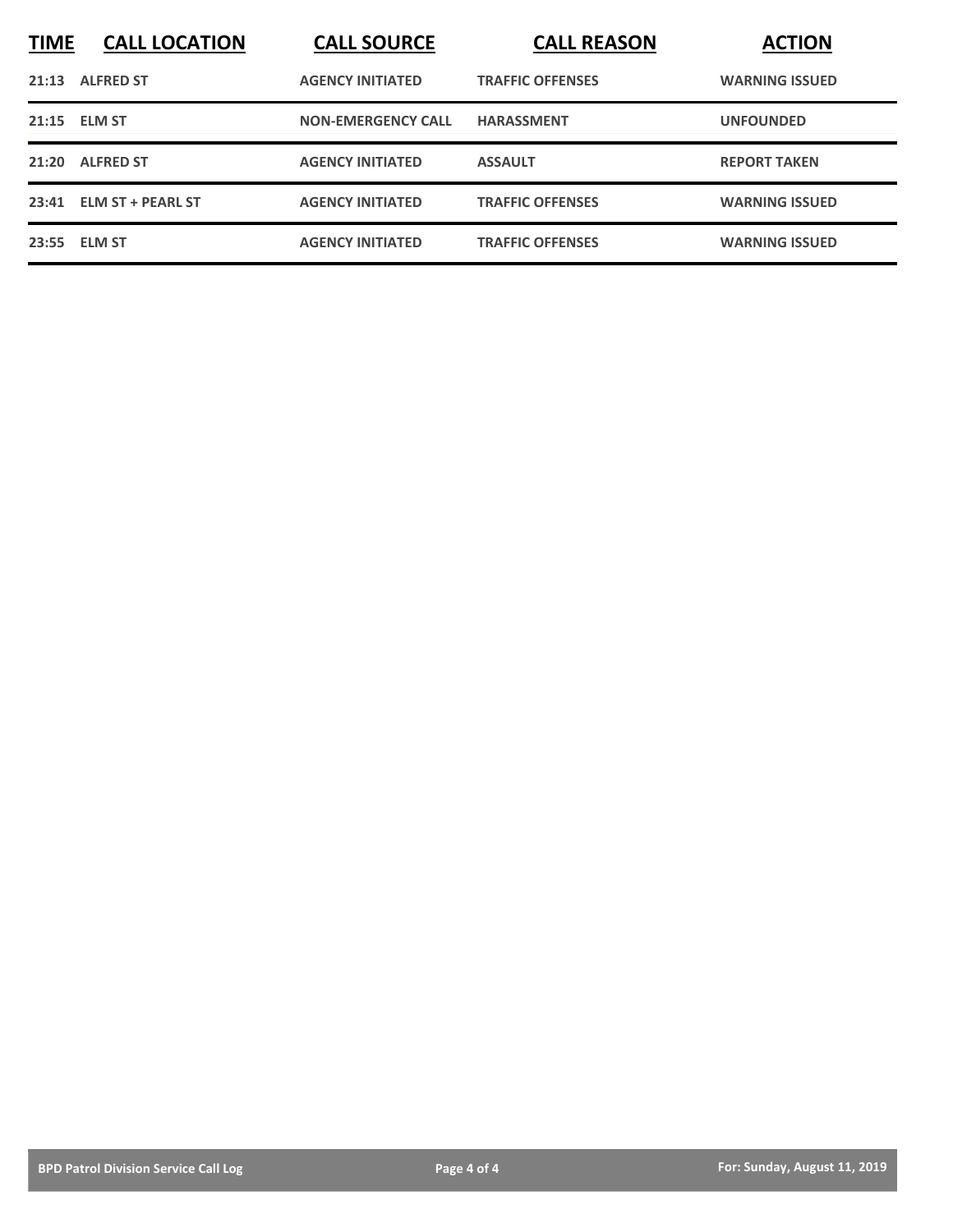| TIME | CALL LOCATION | CALL SOURCE | CALL REASON | ACTION |
| --- | --- | --- | --- | --- |
| 21:13 | ALFRED ST | AGENCY INITIATED | TRAFFIC OFFENSES | WARNING ISSUED |
| 21:15 | ELM ST | NON-EMERGENCY CALL | HARASSMENT | UNFOUNDED |
| 21:20 | ALFRED ST | AGENCY INITIATED | ASSAULT | REPORT TAKEN |
| 23:41 | ELM ST + PEARL ST | AGENCY INITIATED | TRAFFIC OFFENSES | WARNING ISSUED |
| 23:55 | ELM ST | AGENCY INITIATED | TRAFFIC OFFENSES | WARNING ISSUED |